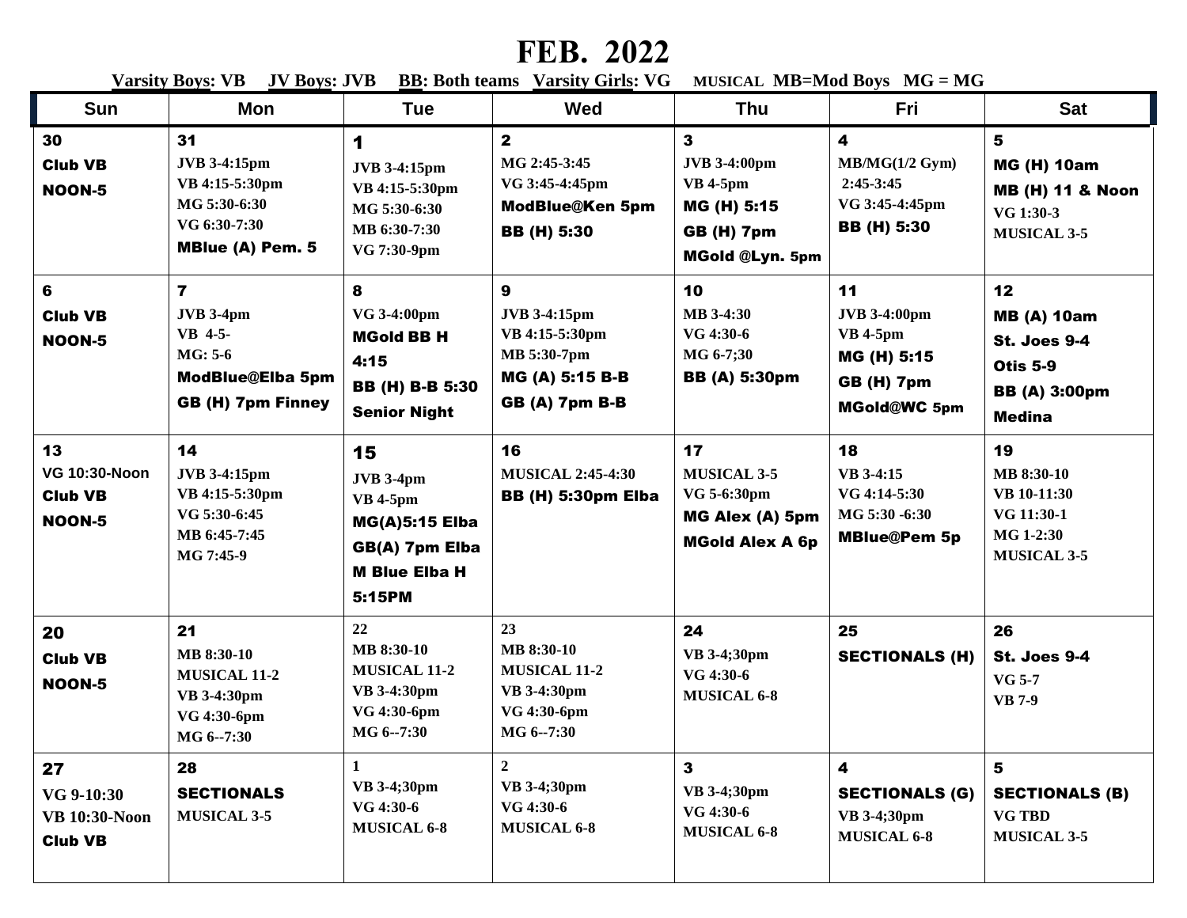# FEB. 2022

Varsity Boys: VB   JV Boys: JVB   BB: Both teams   Varsity Girls: VG   MUSICAL  MB=Mod Boys   MG = MG

| Sun | Mon | Tue | Wed | Thu | Fri | Sat |
|---|---|---|---|---|---|---|
| 30<br>Club VB<br>NOON-5 | 31<br>JVB 3-4:15pm<br>VB 4:15-5:30pm<br>MG 5:30-6:30<br>VG 6:30-7:30<br>MBlue (A) Pem. 5 | 1<br>JVB 3-4:15pm<br>VB 4:15-5:30pm<br>MG 5:30-6:30<br>MB 6:30-7:30<br>VG 7:30-9pm | 2<br>MG 2:45-3:45<br>VG 3:45-4:45pm<br>ModBlue@Ken 5pm<br>BB (H) 5:30 | 3<br>JVB 3-4:00pm<br>VB 4-5pm<br>MG (H) 5:15<br>GB (H) 7pm<br>MGold @Lyn. 5pm | 4<br>MB/MG(1/2 Gym)<br>2:45-3:45<br>VG 3:45-4:45pm<br>BB (H) 5:30 | 5<br>MG (H) 10am<br>MB (H) 11 & Noon<br>VG 1:30-3<br>MUSICAL 3-5 |
| 6<br>Club VB<br>NOON-5 | 7<br>JVB 3-4pm<br>VB 4-5-<br>MG: 5-6<br>ModBlue@Elba 5pm<br>GB (H) 7pm Finney | 8<br>VG 3-4:00pm<br>MGold BB H 4:15<br>BB (H) B-B 5:30<br>Senior Night | 9<br>JVB 3-4:15pm<br>VB 4:15-5:30pm<br>MB 5:30-7pm<br>MG (A) 5:15 B-B<br>GB (A) 7pm B-B | 10<br>MB 3-4:30<br>VG 4:30-6<br>MG 6-7;30<br>BB (A) 5:30pm | 11<br>JVB 3-4:00pm<br>VB 4-5pm<br>MG (H) 5:15<br>GB (H) 7pm<br>MGold@WC 5pm | 12<br>MB (A) 10am<br>St. Joes 9-4<br>Otis 5-9<br>BB (A) 3:00pm<br>Medina |
| 13<br>VG 10:30-Noon<br>Club VB<br>NOON-5 | 14<br>JVB 3-4:15pm<br>VB 4:15-5:30pm<br>VG 5:30-6:45<br>MB 6:45-7:45<br>MG 7:45-9 | 15<br>JVB 3-4pm<br>VB 4-5pm<br>MG(A)5:15 Elba<br>GB(A) 7pm Elba<br>M Blue Elba H 5:15PM | 16<br>MUSICAL 2:45-4:30<br>BB (H) 5:30pm Elba | 17<br>MUSICAL 3-5<br>VG 5-6:30pm<br>MG Alex (A) 5pm<br>MGold Alex A 6p | 18<br>VB 3-4:15<br>VG 4:14-5:30<br>MG 5:30 -6:30<br>MBlue@Pem 5p | 19<br>MB 8:30-10<br>VB 10-11:30<br>VG 11:30-1<br>MG 1-2:30<br>MUSICAL 3-5 |
| 20<br>Club VB<br>NOON-5 | 21<br>MB 8:30-10<br>MUSICAL 11-2<br>VB 3-4:30pm<br>VG 4:30-6pm<br>MG 6--7:30 | 22<br>MB 8:30-10<br>MUSICAL 11-2<br>VB 3-4:30pm<br>VG 4:30-6pm<br>MG 6--7:30 | 23<br>MB 8:30-10<br>MUSICAL 11-2<br>VB 3-4:30pm<br>VG 4:30-6pm<br>MG 6--7:30 | 24<br>VB 3-4;30pm<br>VG 4:30-6<br>MUSICAL 6-8 | 25<br>SECTIONALS (H) | 26<br>St. Joes 9-4<br>VG 5-7<br>VB 7-9 |
| 27<br>VG 9-10:30<br>VB 10:30-Noon<br>Club VB | 28<br>SECTIONALS<br>MUSICAL 3-5 | 1<br>VB 3-4;30pm<br>VG 4:30-6<br>MUSICAL 6-8 | 2<br>VB 3-4;30pm<br>VG 4:30-6<br>MUSICAL 6-8 | 3<br>VB 3-4;30pm<br>VG 4:30-6<br>MUSICAL 6-8 | 4<br>SECTIONALS (G)<br>VB 3-4;30pm<br>MUSICAL 6-8 | 5<br>SECTIONALS (B)<br>VG TBD<br>MUSICAL 3-5 |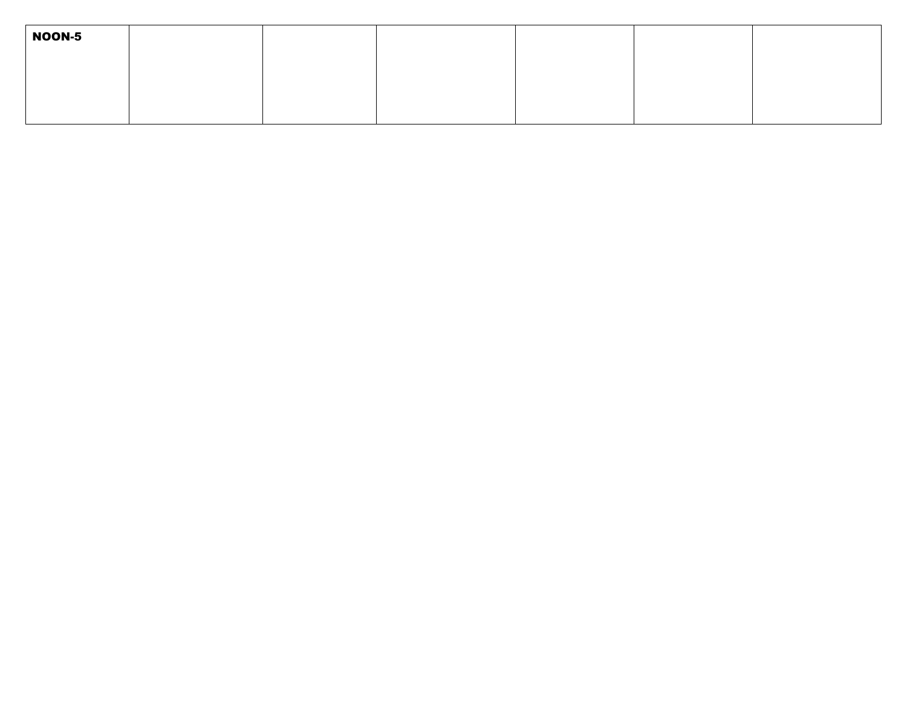| | | | | | | |
|---|---|---|---|---|---|---|
| **NOON-5** | | | | | | |